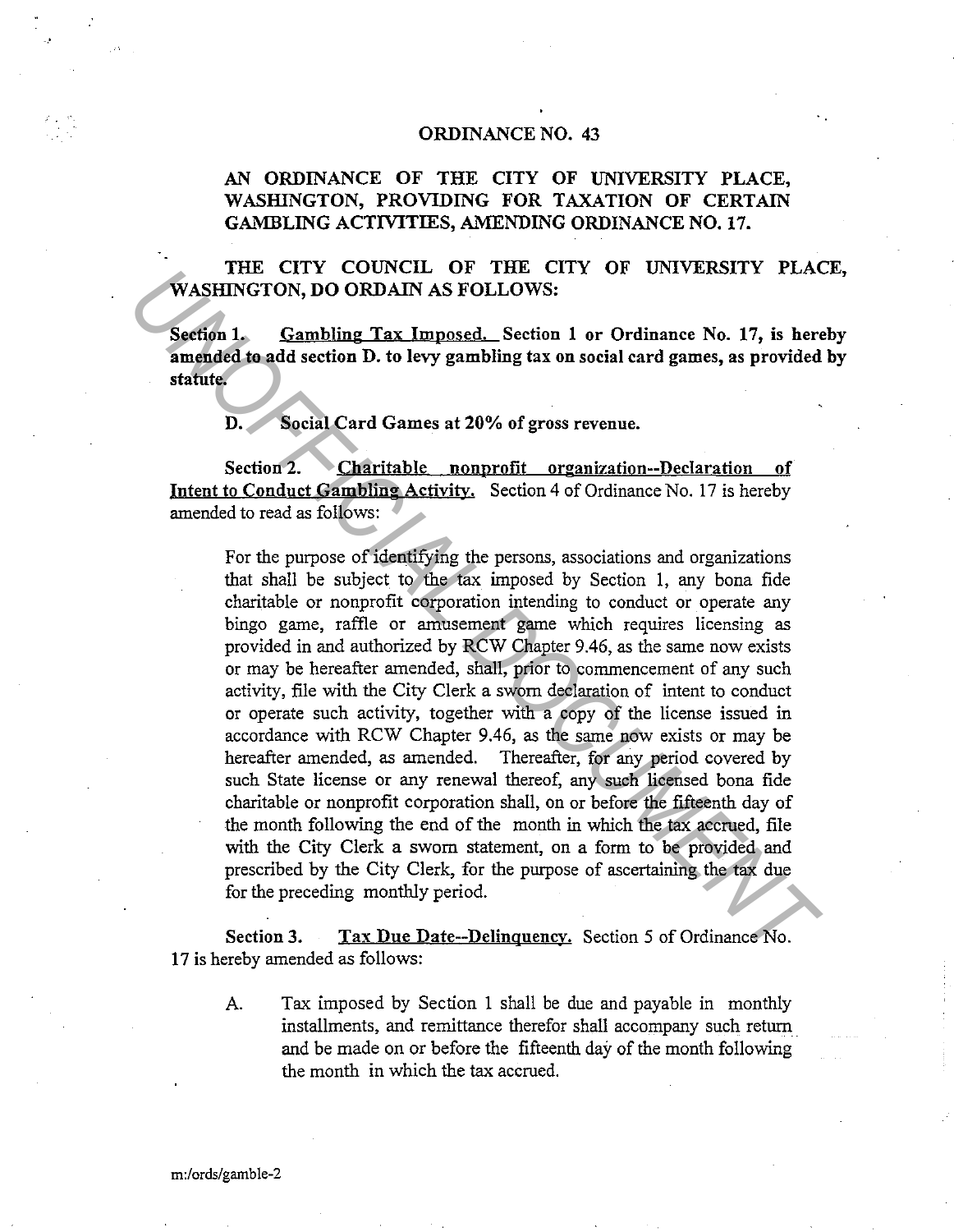ORDINANCE NO. 43

**AN ORDINANCE OF THE CITY OF UNIVERSITY PLACE, WASHINGTON, PROVIDING FOR TAXATION OF CERTAIN GAMBLING ACTIVITIES, AMENDING ORDINANCE NO. 17.**

**THE CITY COUNCIL OF THE CITY OF UNIVERSITY PLACE, WASHINGTON, DO ORDAIN AS FOLLOWS:**

**Section 1. Gambling Tax Imposed. Section 1 or Ordinance No. 17, is hereby amended to add section D. to levy gambling tax on social card games, as provided by statute.**

**D. Social Card Games at 20% of gross revenue.**

Section 2. Charitable nonprofit organization--Declaration of Intent to Conduct Gambling Activity. Section 4 of Ordinance No. 17 is hereby amended to read as follows:

> For the purpose of identifying the persons, associations and organizations that shall be subject to the tax imposed by Section 1, any bona fide charitable or nonprofit corporation intending to conduct or operate any bingo game, raffle or amusement game which requires licensing as provided in and authorized by RCW Chapter 9.46, as the same now exists or may be hereafter amended, shall, prior to commencement of any such activity, file with the City Clerk a sworn declaration of intent to conduct or operate such activity, together with a copy of the license issued in accordance with RCW Chapter 9.46, as the same now exists or may be hereafter amended, as amended. Thereafter, for any period covered by such State license or any renewal thereof, any such licensed bona fide charitable or nonprofit corporation shall, on or before the fifteenth day of the month following the end of the month in which the tax accrued, file with the City Clerk a sworn statement, on a form to be provided and prescribed by the City Clerk, for the purpose of ascertaining the tax due for the preceding monthly period.

Section 3. Tax Due Date--Delinquency. Section 5 of Ordinance No. 17 is hereby amended as follows:

> A. Tax imposed by Section 1 shall be due and payable in monthly installments, and remittance therefor shall accompany such return and be made on or before the fifteenth day of the month following the month in which the tax accrued.

m:/ords/gamble-2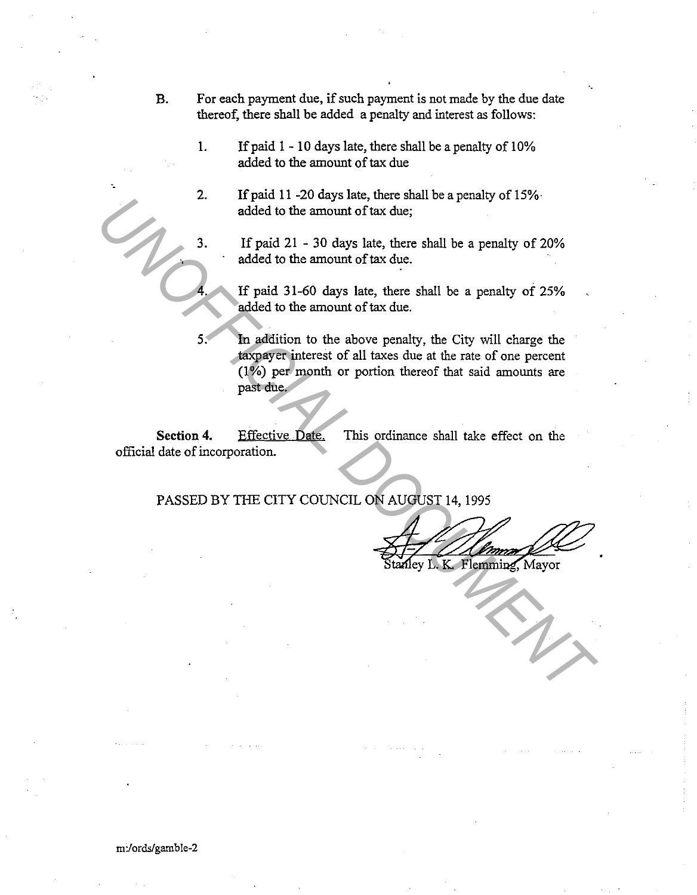B. For each payment due, if such payment is not made by the due date thereof, there shall be added a penalty and interest as follows:

1. If paid 1 - 10 days late, there shall be a penalty of 10% added to the amount of tax due

2. If paid 11 -20 days late, there shall be a penalty of 15% added to the amount of tax due;

3. If paid 21 - 30 days late, there shall be a penalty of 20% added to the amount of tax due.

4. If paid 31-60 days late, there shall be a penalty of 25% added to the amount of tax due.

5. In addition to the above penalty, the City will charge the taxpayer interest of all taxes due at the rate of one percent (1%) per month or portion thereof that said amounts are past due.

**Section 4.** Effective Date. This ordinance shall take effect on the official date of incorporation.

PASSED BY THE CITY COUNCIL ON AUGUST 14, 1995

Stanley L. K. Flemming, Mayor

m:/ords/gamble-2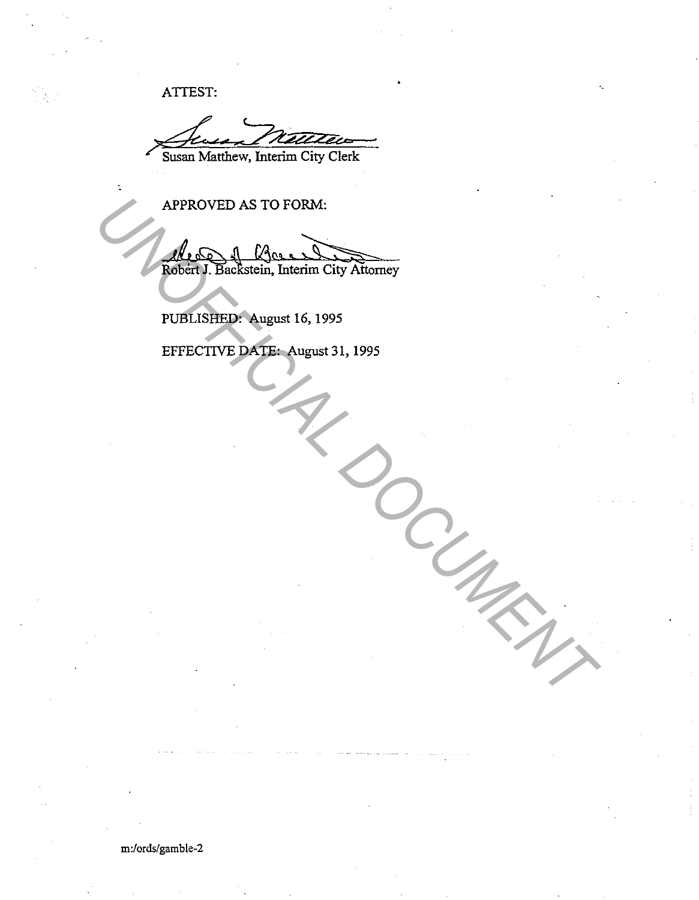ATTEST:

Susan Matthew, Interim City Clerk

APPROVED AS TO FORM:

Robert J. Backstein, Interim City Attorney

PUBLISHED: August 16, 1995

EFFECTIVE DATE: August 31, 1995

UNOFFICIAL DOCUMENT

m:/ords/gamble-2